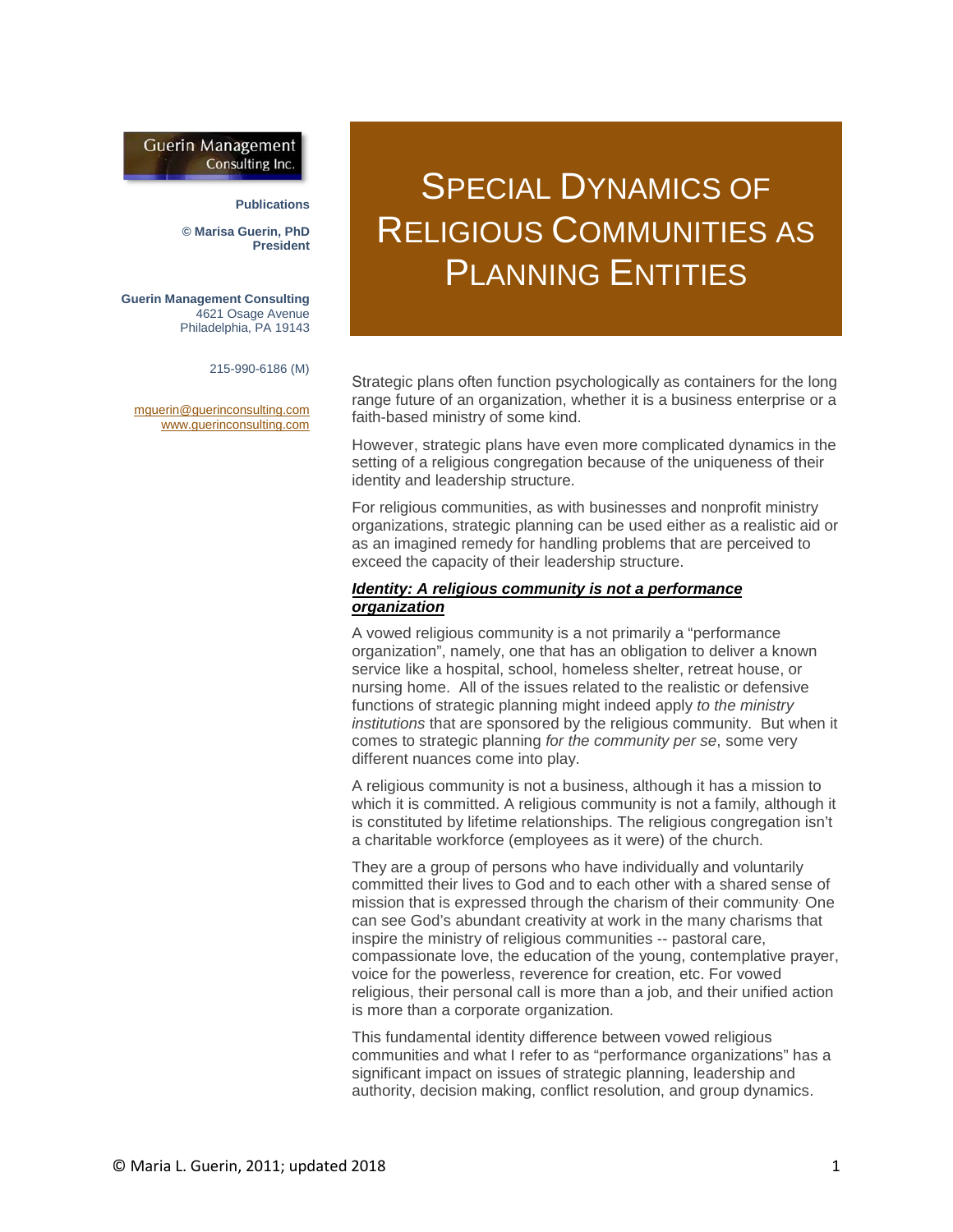Guerin Management Consulting Inc.

**Publications**

**© Marisa Guerin, PhD**
**President**

**Guerin Management Consulting**
4621 Osage Avenue
Philadelphia, PA 19143

215-990-6186 (M)

mguerin@guerinconsulting.com
www.guerinconsulting.com

# Special Dynamics of Religious Communities as Planning Entities

Strategic plans often function psychologically as containers for the long range future of an organization, whether it is a business enterprise or a faith-based ministry of some kind.

However, strategic plans have even more complicated dynamics in the setting of a religious congregation because of the uniqueness of their identity and leadership structure.

For religious communities, as with businesses and nonprofit ministry organizations, strategic planning can be used either as a realistic aid or as an imagined remedy for handling problems that are perceived to exceed the capacity of their leadership structure.

## ***Identity: A religious community is not a performance organization***

A vowed religious community is a not primarily a "performance organization", namely, one that has an obligation to deliver a known service like a hospital, school, homeless shelter, retreat house, or nursing home. All of the issues related to the realistic or defensive functions of strategic planning might indeed apply *to the ministry institutions* that are sponsored by the religious community. But when it comes to strategic planning *for the community per se*, some very different nuances come into play.

A religious community is not a business, although it has a mission to which it is committed. A religious community is not a family, although it is constituted by lifetime relationships. The religious congregation isn't a charitable workforce (employees as it were) of the church.

They are a group of persons who have individually and voluntarily committed their lives to God and to each other with a shared sense of mission that is expressed through the charism of their community. One can see God's abundant creativity at work in the many charisms that inspire the ministry of religious communities -- pastoral care, compassionate love, the education of the young, contemplative prayer, voice for the powerless, reverence for creation, etc. For vowed religious, their personal call is more than a job, and their unified action is more than a corporate organization.

This fundamental identity difference between vowed religious communities and what I refer to as "performance organizations" has a significant impact on issues of strategic planning, leadership and authority, decision making, conflict resolution, and group dynamics.

© Maria L. Guerin, 2011; updated 2018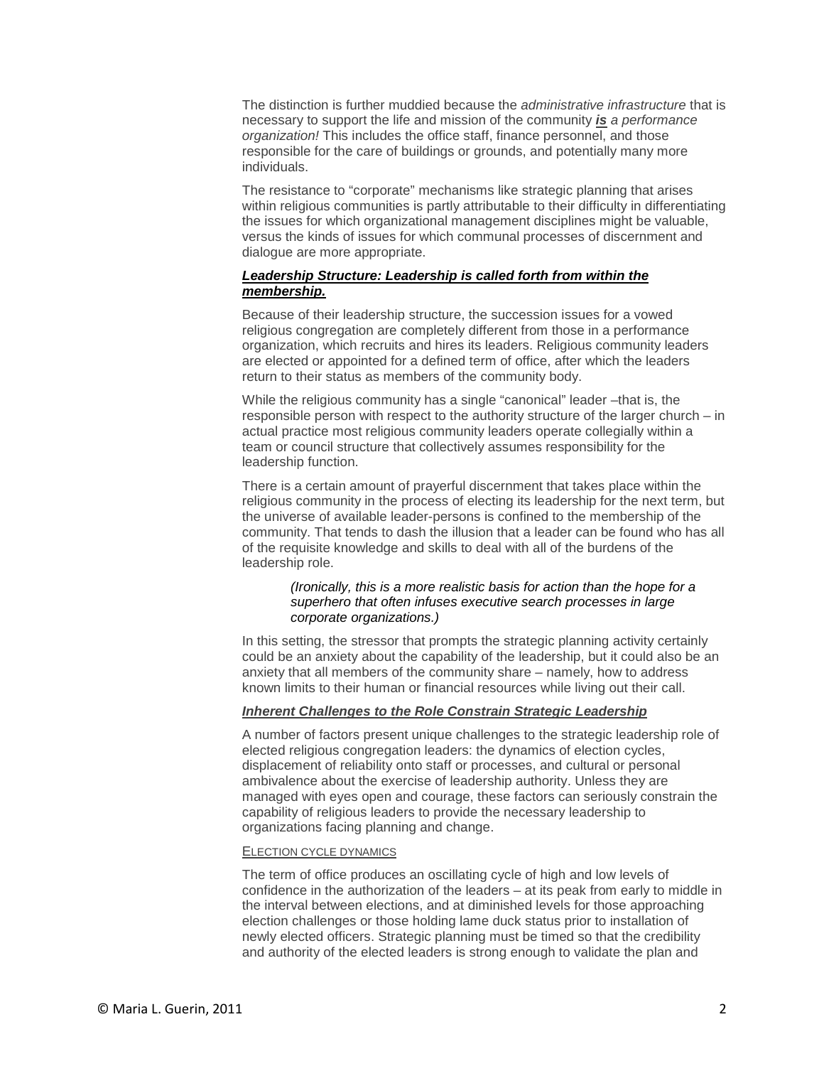The distinction is further muddied because the *administrative infrastructure* that is necessary to support the life and mission of the community ***is*** *a performance organization!* This includes the office staff, finance personnel, and those responsible for the care of buildings or grounds, and potentially many more individuals.

The resistance to "corporate" mechanisms like strategic planning that arises within religious communities is partly attributable to their difficulty in differentiating the issues for which organizational management disciplines might be valuable, versus the kinds of issues for which communal processes of discernment and dialogue are more appropriate.

#### ***Leadership Structure: Leadership is called forth from within the membership.***

Because of their leadership structure, the succession issues for a vowed religious congregation are completely different from those in a performance organization, which recruits and hires its leaders. Religious community leaders are elected or appointed for a defined term of office, after which the leaders return to their status as members of the community body.

While the religious community has a single "canonical" leader –that is, the responsible person with respect to the authority structure of the larger church – in actual practice most religious community leaders operate collegially within a team or council structure that collectively assumes responsibility for the leadership function.

There is a certain amount of prayerful discernment that takes place within the religious community in the process of electing its leadership for the next term, but the universe of available leader-persons is confined to the membership of the community. That tends to dash the illusion that a leader can be found who has all of the requisite knowledge and skills to deal with all of the burdens of the leadership role.

> *(Ironically, this is a more realistic basis for action than the hope for a superhero that often infuses executive search processes in large corporate organizations.)*

In this setting, the stressor that prompts the strategic planning activity certainly could be an anxiety about the capability of the leadership, but it could also be an anxiety that all members of the community share – namely, how to address known limits to their human or financial resources while living out their call.

#### ***Inherent Challenges to the Role Constrain Strategic Leadership***

A number of factors present unique challenges to the strategic leadership role of elected religious congregation leaders: the dynamics of election cycles, displacement of reliability onto staff or processes, and cultural or personal ambivalence about the exercise of leadership authority. Unless they are managed with eyes open and courage, these factors can seriously constrain the capability of religious leaders to provide the necessary leadership to organizations facing planning and change.

##### ELECTION CYCLE DYNAMICS

The term of office produces an oscillating cycle of high and low levels of confidence in the authorization of the leaders – at its peak from early to middle in the interval between elections, and at diminished levels for those approaching election challenges or those holding lame duck status prior to installation of newly elected officers. Strategic planning must be timed so that the credibility and authority of the elected leaders is strong enough to validate the plan and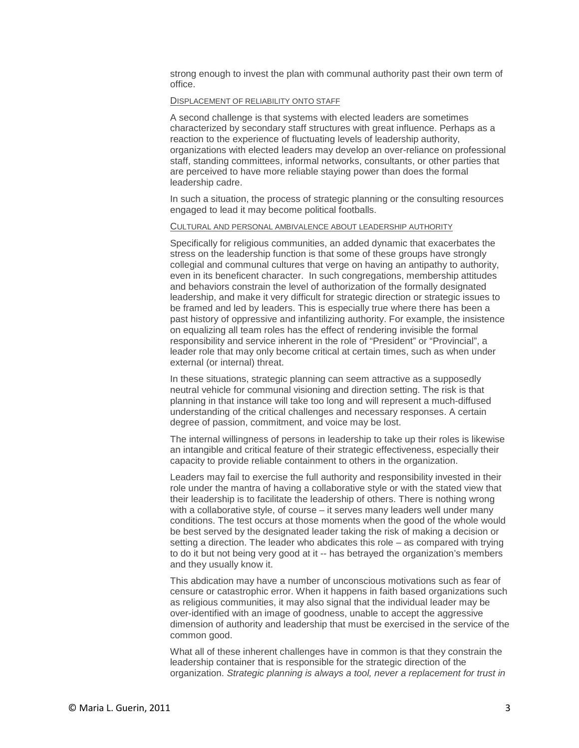strong enough to invest the plan with communal authority past their own term of office.

### Displacement of reliability onto staff

A second challenge is that systems with elected leaders are sometimes characterized by secondary staff structures with great influence. Perhaps as a reaction to the experience of fluctuating levels of leadership authority, organizations with elected leaders may develop an over-reliance on professional staff, standing committees, informal networks, consultants, or other parties that are perceived to have more reliable staying power than does the formal leadership cadre.

In such a situation, the process of strategic planning or the consulting resources engaged to lead it may become political footballs.

### Cultural and personal ambivalence about leadership authority

Specifically for religious communities, an added dynamic that exacerbates the stress on the leadership function is that some of these groups have strongly collegial and communal cultures that verge on having an antipathy to authority, even in its beneficent character. In such congregations, membership attitudes and behaviors constrain the level of authorization of the formally designated leadership, and make it very difficult for strategic direction or strategic issues to be framed and led by leaders. This is especially true where there has been a past history of oppressive and infantilizing authority. For example, the insistence on equalizing all team roles has the effect of rendering invisible the formal responsibility and service inherent in the role of "President" or "Provincial", a leader role that may only become critical at certain times, such as when under external (or internal) threat.

In these situations, strategic planning can seem attractive as a supposedly neutral vehicle for communal visioning and direction setting. The risk is that planning in that instance will take too long and will represent a much-diffused understanding of the critical challenges and necessary responses. A certain degree of passion, commitment, and voice may be lost.

The internal willingness of persons in leadership to take up their roles is likewise an intangible and critical feature of their strategic effectiveness, especially their capacity to provide reliable containment to others in the organization.

Leaders may fail to exercise the full authority and responsibility invested in their role under the mantra of having a collaborative style or with the stated view that their leadership is to facilitate the leadership of others. There is nothing wrong with a collaborative style, of course – it serves many leaders well under many conditions. The test occurs at those moments when the good of the whole would be best served by the designated leader taking the risk of making a decision or setting a direction. The leader who abdicates this role – as compared with trying to do it but not being very good at it -- has betrayed the organization's members and they usually know it.

This abdication may have a number of unconscious motivations such as fear of censure or catastrophic error. When it happens in faith based organizations such as religious communities, it may also signal that the individual leader may be over-identified with an image of goodness, unable to accept the aggressive dimension of authority and leadership that must be exercised in the service of the common good.

What all of these inherent challenges have in common is that they constrain the leadership container that is responsible for the strategic direction of the organization. *Strategic planning is always a tool, never a replacement for trust in*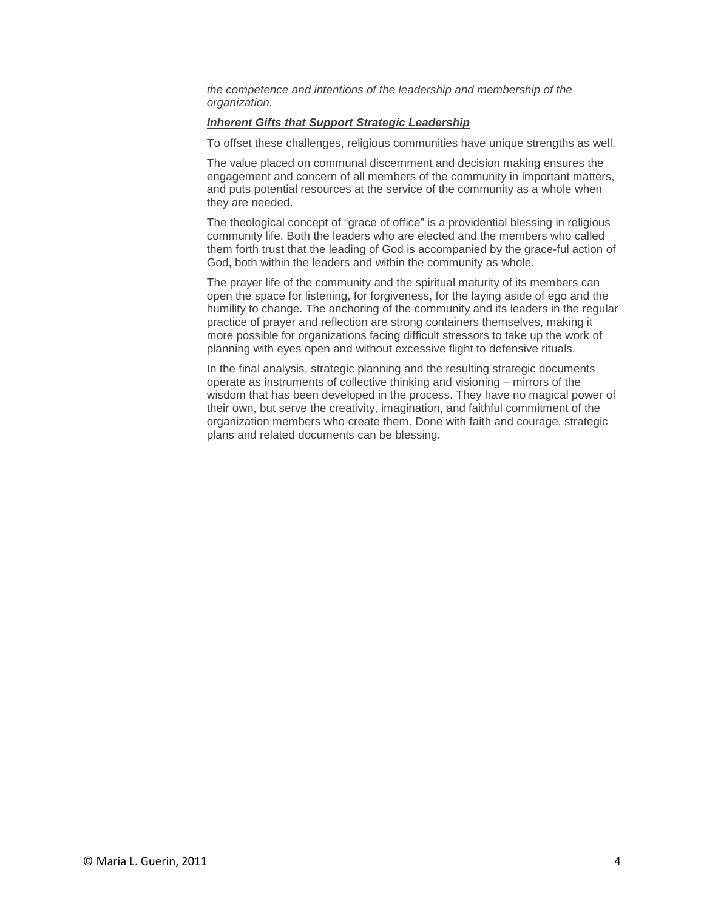*the competence and intentions of the leadership and membership of the organization.*

***Inherent Gifts that Support Strategic Leadership***

To offset these challenges, religious communities have unique strengths as well.

The value placed on communal discernment and decision making ensures the engagement and concern of all members of the community in important matters, and puts potential resources at the service of the community as a whole when they are needed.

The theological concept of "grace of office" is a providential blessing in religious community life. Both the leaders who are elected and the members who called them forth trust that the leading of God is accompanied by the grace-ful action of God, both within the leaders and within the community as whole.

The prayer life of the community and the spiritual maturity of its members can open the space for listening, for forgiveness, for the laying aside of ego and the humility to change. The anchoring of the community and its leaders in the regular practice of prayer and reflection are strong containers themselves, making it more possible for organizations facing difficult stressors to take up the work of planning with eyes open and without excessive flight to defensive rituals.

In the final analysis, strategic planning and the resulting strategic documents operate as instruments of collective thinking and visioning – mirrors of the wisdom that has been developed in the process. They have no magical power of their own, but serve the creativity, imagination, and faithful commitment of the organization members who create them. Done with faith and courage, strategic plans and related documents can be blessing.

© Maria L. Guerin, 2011